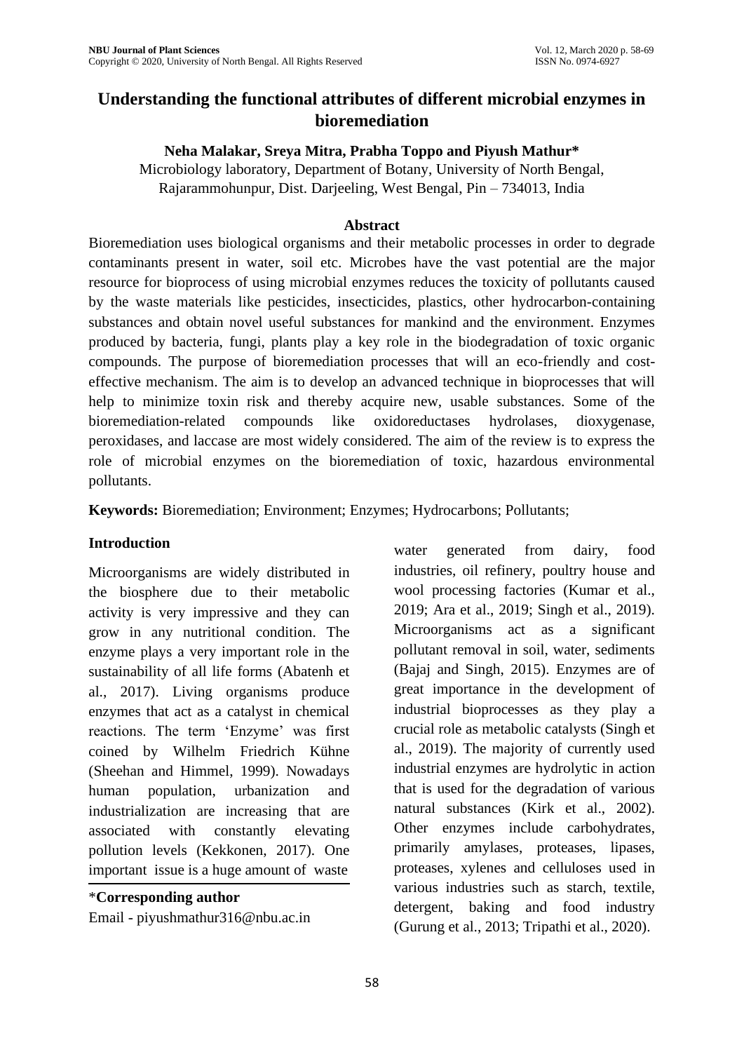# Understanding the functional attributes of different microbial enzymes in bioremediation

**Neha Malakar, Sreya Mitra, Prabha Toppo and Piyush Mathur***

Microbiology laboratory, Department of Botany, University of North Bengal, Rajarammohunpur, Dist. Darjeeling, West Bengal, Pin – 734013, India

## Abstract

Bioremediation uses biological organisms and their metabolic processes in order to degrade contaminants present in water, soil etc. Microbes have the vast potential are the major resource for bioprocess of using microbial enzymes reduces the toxicity of pollutants caused by the waste materials like pesticides, insecticides, plastics, other hydrocarbon-containing substances and obtain novel useful substances for mankind and the environment. Enzymes produced by bacteria, fungi, plants play a key role in the biodegradation of toxic organic compounds. The purpose of bioremediation processes that will an eco-friendly and cost-effective mechanism. The aim is to develop an advanced technique in bioprocesses that will help to minimize toxin risk and thereby acquire new, usable substances. Some of the bioremediation-related compounds like oxidoreductases hydrolases, dioxygenase, peroxidases, and laccase are most widely considered. The aim of the review is to express the role of microbial enzymes on the bioremediation of toxic, hazardous environmental pollutants.

**Keywords:** Bioremediation; Environment; Enzymes; Hydrocarbons; Pollutants;

## Introduction

Microorganisms are widely distributed in the biosphere due to their metabolic activity is very impressive and they can grow in any nutritional condition. The enzyme plays a very important role in the sustainability of all life forms (Abatenh et al., 2017). Living organisms produce enzymes that act as a catalyst in chemical reactions. The term 'Enzyme' was first coined by Wilhelm Friedrich Kühne (Sheehan and Himmel, 1999). Nowadays human population, urbanization and industrialization are increasing that are associated with constantly elevating pollution levels (Kekkonen, 2017). One important issue is a huge amount of waste water generated from dairy, food industries, oil refinery, poultry house and wool processing factories (Kumar et al., 2019; Ara et al., 2019; Singh et al., 2019). Microorganisms act as a significant pollutant removal in soil, water, sediments (Bajaj and Singh, 2015). Enzymes are of great importance in the development of industrial bioprocesses as they play a crucial role as metabolic catalysts (Singh et al., 2019). The majority of currently used industrial enzymes are hydrolytic in action that is used for the degradation of various natural substances (Kirk et al., 2002). Other enzymes include carbohydrates, primarily amylases, proteases, lipases, proteases, xylenes and celluloses used in various industries such as starch, textile, detergent, baking and food industry (Gurung et al., 2013; Tripathi et al., 2020).

*Corresponding author
Email - piyushmathur316@nbu.ac.in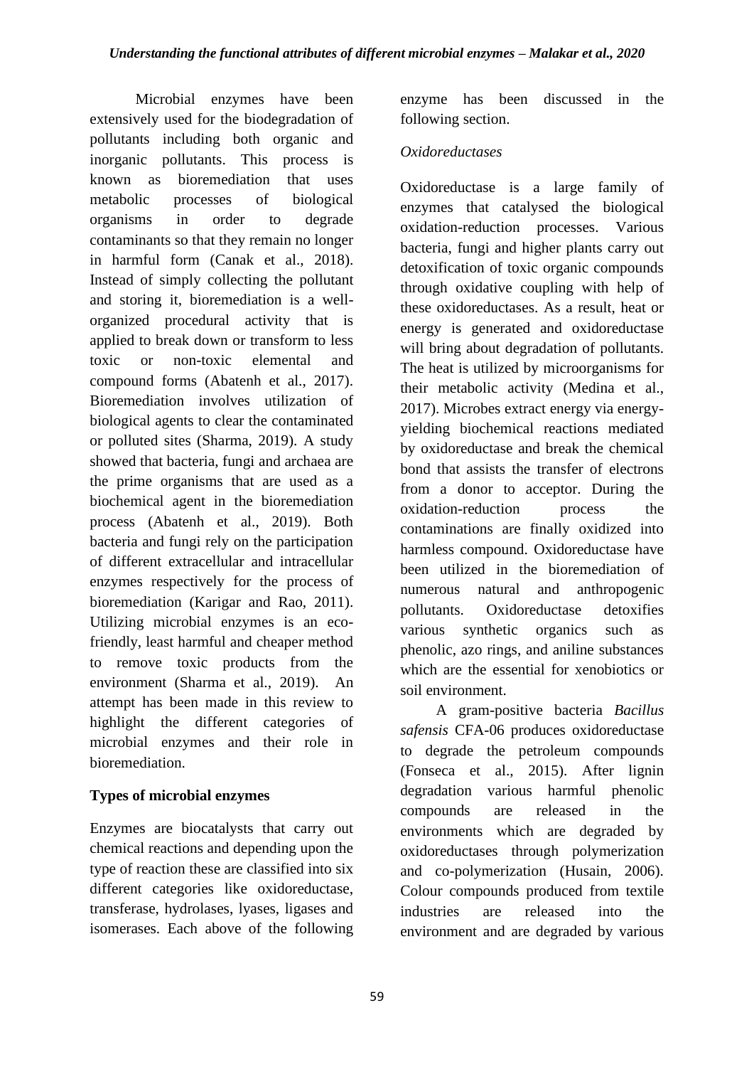Microbial enzymes have been extensively used for the biodegradation of pollutants including both organic and inorganic pollutants. This process is known as bioremediation that uses metabolic processes of biological organisms in order to degrade contaminants so that they remain no longer in harmful form (Canak et al., 2018). Instead of simply collecting the pollutant and storing it, bioremediation is a well-organized procedural activity that is applied to break down or transform to less toxic or non-toxic elemental and compound forms (Abatenh et al., 2017). Bioremediation involves utilization of biological agents to clear the contaminated or polluted sites (Sharma, 2019). A study showed that bacteria, fungi and archaea are the prime organisms that are used as a biochemical agent in the bioremediation process (Abatenh et al., 2019). Both bacteria and fungi rely on the participation of different extracellular and intracellular enzymes respectively for the process of bioremediation (Karigar and Rao, 2011). Utilizing microbial enzymes is an eco-friendly, least harmful and cheaper method to remove toxic products from the environment (Sharma et al., 2019). An attempt has been made in this review to highlight the different categories of microbial enzymes and their role in bioremediation.

## Types of microbial enzymes

Enzymes are biocatalysts that carry out chemical reactions and depending upon the type of reaction these are classified into six different categories like oxidoreductase, transferase, hydrolases, lyases, ligases and isomerases. Each above of the following enzyme has been discussed in the following section.

### *Oxidoreductases*

Oxidoreductase is a large family of enzymes that catalysed the biological oxidation-reduction processes. Various bacteria, fungi and higher plants carry out detoxification of toxic organic compounds through oxidative coupling with help of these oxidoreductases. As a result, heat or energy is generated and oxidoreductase will bring about degradation of pollutants. The heat is utilized by microorganisms for their metabolic activity (Medina et al., 2017). Microbes extract energy via energy-yielding biochemical reactions mediated by oxidoreductase and break the chemical bond that assists the transfer of electrons from a donor to acceptor. During the oxidation-reduction process the contaminations are finally oxidized into harmless compound. Oxidoreductase have been utilized in the bioremediation of numerous natural and anthropogenic pollutants. Oxidoreductase detoxifies various synthetic organics such as phenolic, azo rings, and aniline substances which are the essential for xenobiotics or soil environment.

A gram-positive bacteria *Bacillus safensis* CFA-06 produces oxidoreductase to degrade the petroleum compounds (Fonseca et al., 2015). After lignin degradation various harmful phenolic compounds are released in the environments which are degraded by oxidoreductases through polymerization and co-polymerization (Husain, 2006). Colour compounds produced from textile industries are released into the environment and are degraded by various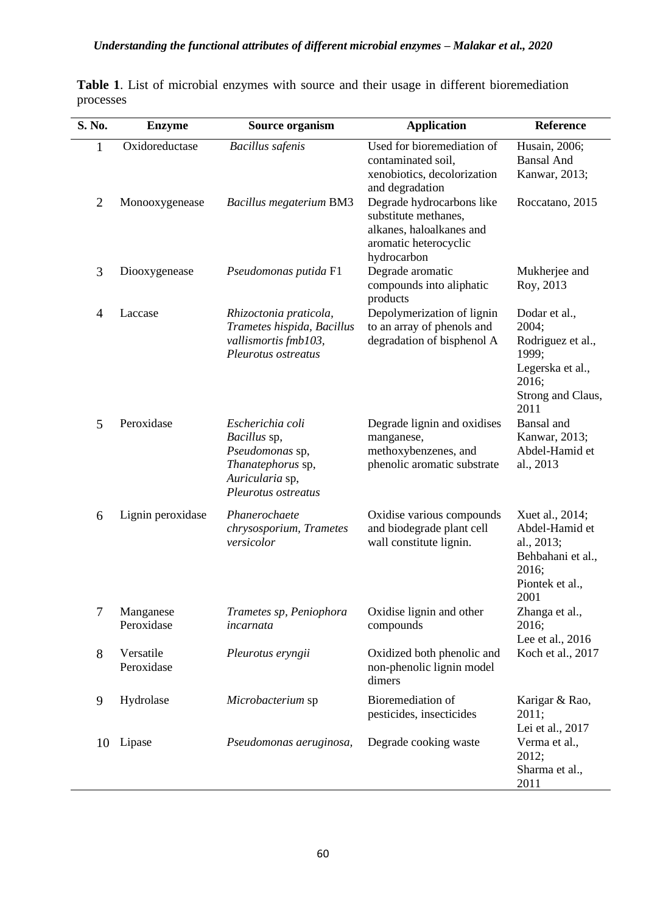**Table 1**. List of microbial enzymes with source and their usage in different bioremediation processes

| S. No. | Enzyme | Source organism | Application | Reference |
|---|---|---|---|---|
| 1 | Oxidoreductase | *Bacillus safenis* | Used for bioremediation of contaminated soil, xenobiotics, decolorization and degradation | Husain, 2006; Bansal And Kanwar, 2013; |
| 2 | Monooxygenease | *Bacillus megaterium* BM3 | Degrade hydrocarbons like substitute methanes, alkanes, haloalkanes and aromatic heterocyclic hydrocarbon | Roccatano, 2015 |
| 3 | Diooxygenease | *Pseudomonas putida* F1 | Degrade aromatic compounds into aliphatic products | Mukherjee and Roy, 2013 |
| 4 | Laccase | *Rhizoctonia praticola*, *Trametes hispida*, *Bacillus vallismortis fmb103*, *Pleurotus ostreatus* | Depolymerization of lignin to an array of phenols and degradation of bisphenol A | Dodar et al., 2004; Rodriguez et al., 1999; Legerska et al., 2016; Strong and Claus, 2011 |
| 5 | Peroxidase | *Escherichia coli* *Bacillus* sp, *Pseudomonas* sp, *Thanatephorus* sp, *Auricularia* sp, *Pleurotus ostreatus* | Degrade lignin and oxidises manganese, methoxybenzenes, and phenolic aromatic substrate | Bansal and Kanwar, 2013; Abdel-Hamid et al., 2013 |
| 6 | Lignin peroxidase | *Phanerochaete chrysosporium*, *Trametes versicolor* | Oxidise various compounds and biodegrade plant cell wall constitute lignin. | Xuet al., 2014; Abdel-Hamid et al., 2013; Behbahani et al., 2016; Piontek et al., 2001 |
| 7 | Manganese Peroxidase | *Trametes sp*, *Peniophora incarnata* | Oxidise lignin and other compounds | Zhanga et al., 2016; Lee et al., 2016 |
| 8 | Versatile Peroxidase | *Pleurotus eryngii* | Oxidized both phenolic and non-phenolic lignin model dimers | Koch et al., 2017 |
| 9 | Hydrolase | *Microbacterium* sp | Bioremediation of pesticides, insecticides | Karigar & Rao, 2011; Lei et al., 2017 |
| 10 | Lipase | *Pseudomonas aeruginosa,* | Degrade cooking waste | Verma et al., 2012; Sharma et al., 2011 |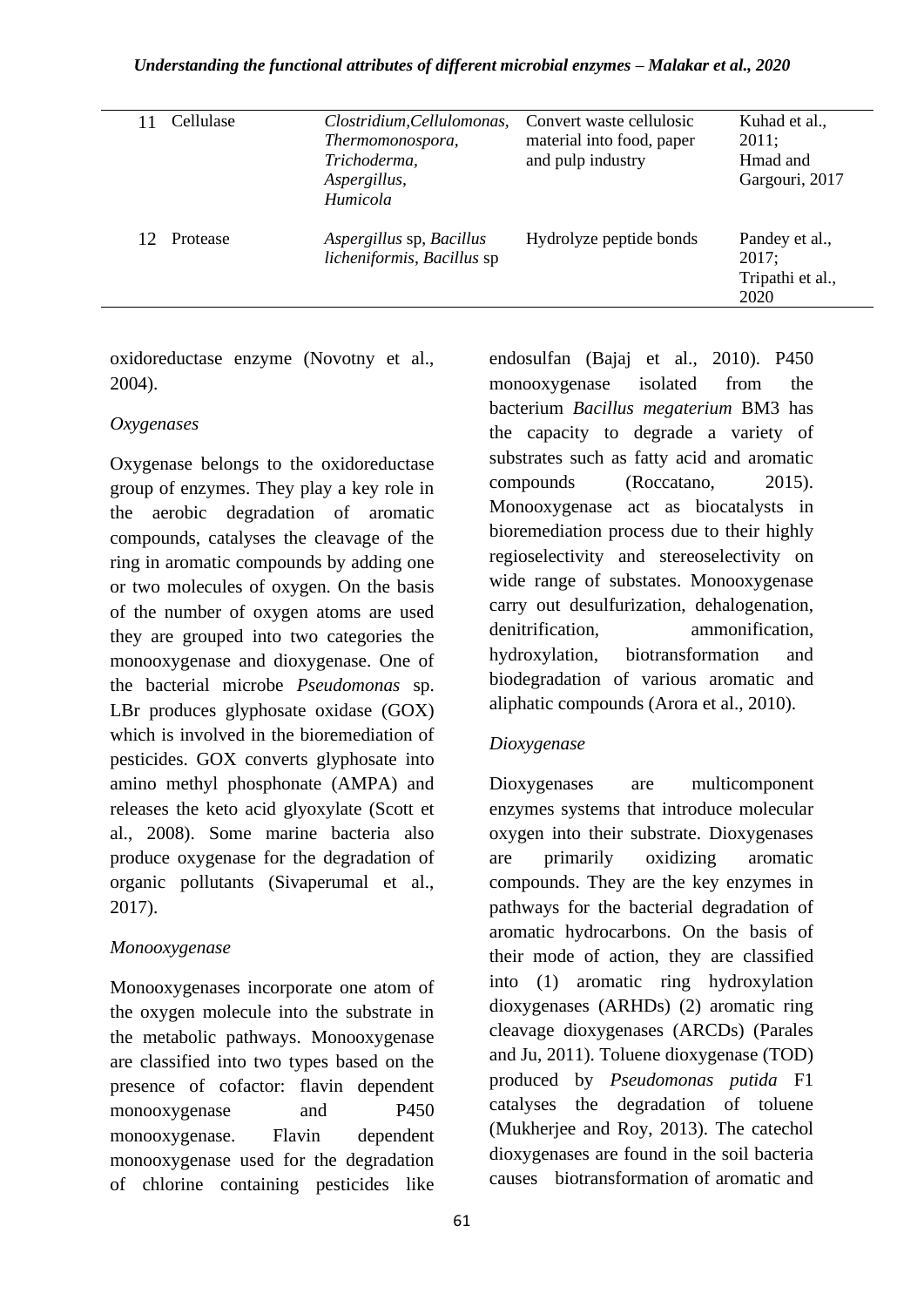| 11 | Cellulase | *Clostridium,Cellulomonas, Thermomonospora, Trichoderma, Aspergillus, Humicola* | Convert waste cellulosic material into food, paper and pulp industry | Kuhad et al., 2011; Hmad and Gargouri, 2017 |
|---|---|---|---|---|
| 12 | Protease | *Aspergillus* sp, *Bacillus licheniformis, Bacillus* sp | Hydrolyze peptide bonds | Pandey et al., 2017; Tripathi et al., 2020 |

oxidoreductase enzyme (Novotny et al., 2004).

*Oxygenases*

Oxygenase belongs to the oxidoreductase group of enzymes. They play a key role in the aerobic degradation of aromatic compounds, catalyses the cleavage of the ring in aromatic compounds by adding one or two molecules of oxygen. On the basis of the number of oxygen atoms are used they are grouped into two categories the monooxygenase and dioxygenase. One of the bacterial microbe *Pseudomonas* sp. LBr produces glyphosate oxidase (GOX) which is involved in the bioremediation of pesticides. GOX converts glyphosate into amino methyl phosphonate (AMPA) and releases the keto acid glyoxylate (Scott et al., 2008). Some marine bacteria also produce oxygenase for the degradation of organic pollutants (Sivaperumal et al., 2017).

*Monooxygenase*

Monooxygenases incorporate one atom of the oxygen molecule into the substrate in the metabolic pathways. Monooxygenase are classified into two types based on the presence of cofactor: flavin dependent monooxygenase and P450 monooxygenase. Flavin dependent monooxygenase used for the degradation of chlorine containing pesticides like endosulfan (Bajaj et al., 2010). P450 monooxygenase isolated from the bacterium *Bacillus megaterium* BM3 has the capacity to degrade a variety of substrates such as fatty acid and aromatic compounds (Roccatano, 2015). Monooxygenase act as biocatalysts in bioremediation process due to their highly regioselectivity and stereoselectivity on wide range of substates. Monooxygenase carry out desulfurization, dehalogenation, denitrification, ammonification, hydroxylation, biotransformation and biodegradation of various aromatic and aliphatic compounds (Arora et al., 2010).

*Dioxygenase*

Dioxygenases are multicomponent enzymes systems that introduce molecular oxygen into their substrate. Dioxygenases are primarily oxidizing aromatic compounds. They are the key enzymes in pathways for the bacterial degradation of aromatic hydrocarbons. On the basis of their mode of action, they are classified into (1) aromatic ring hydroxylation dioxygenases (ARHDs) (2) aromatic ring cleavage dioxygenases (ARCDs) (Parales and Ju, 2011). Toluene dioxygenase (TOD) produced by *Pseudomonas putida* F1 catalyses the degradation of toluene (Mukherjee and Roy, 2013). The catechol dioxygenases are found in the soil bacteria causes biotransformation of aromatic and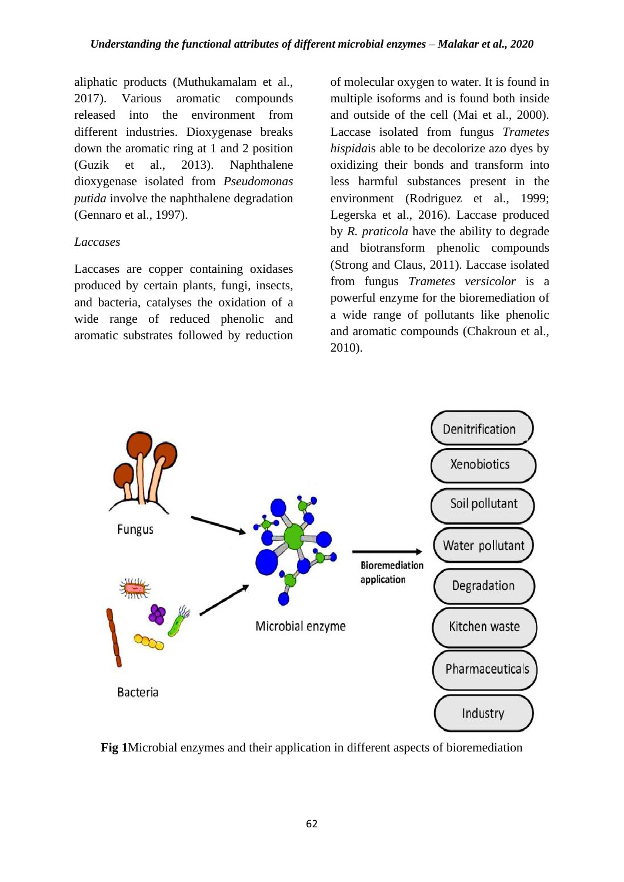aliphatic products (Muthukamalam et al., 2017). Various aromatic compounds released into the environment from different industries. Dioxygenase breaks down the aromatic ring at 1 and 2 position (Guzik et al., 2013). Naphthalene dioxygenase isolated from *Pseudomonas putida* involve the naphthalene degradation (Gennaro et al., 1997).

*Laccases*

Laccases are copper containing oxidases produced by certain plants, fungi, insects, and bacteria, catalyses the oxidation of a wide range of reduced phenolic and aromatic substrates followed by reduction of molecular oxygen to water. It is found in multiple isoforms and is found both inside and outside of the cell (Mai et al., 2000). Laccase isolated from fungus *Trametes hispida*is able to be decolorize azo dyes by oxidizing their bonds and transform into less harmful substances present in the environment (Rodriguez et al., 1999; Legerska et al., 2016). Laccase produced by *R. praticola* have the ability to degrade and biotransform phenolic compounds (Strong and Claus, 2011). Laccase isolated from fungus *Trametes versicolor* is a powerful enzyme for the bioremediation of a wide range of pollutants like phenolic and aromatic compounds (Chakroun et al., 2010).

**Fig 1**Microbial enzymes and their application in different aspects of bioremediation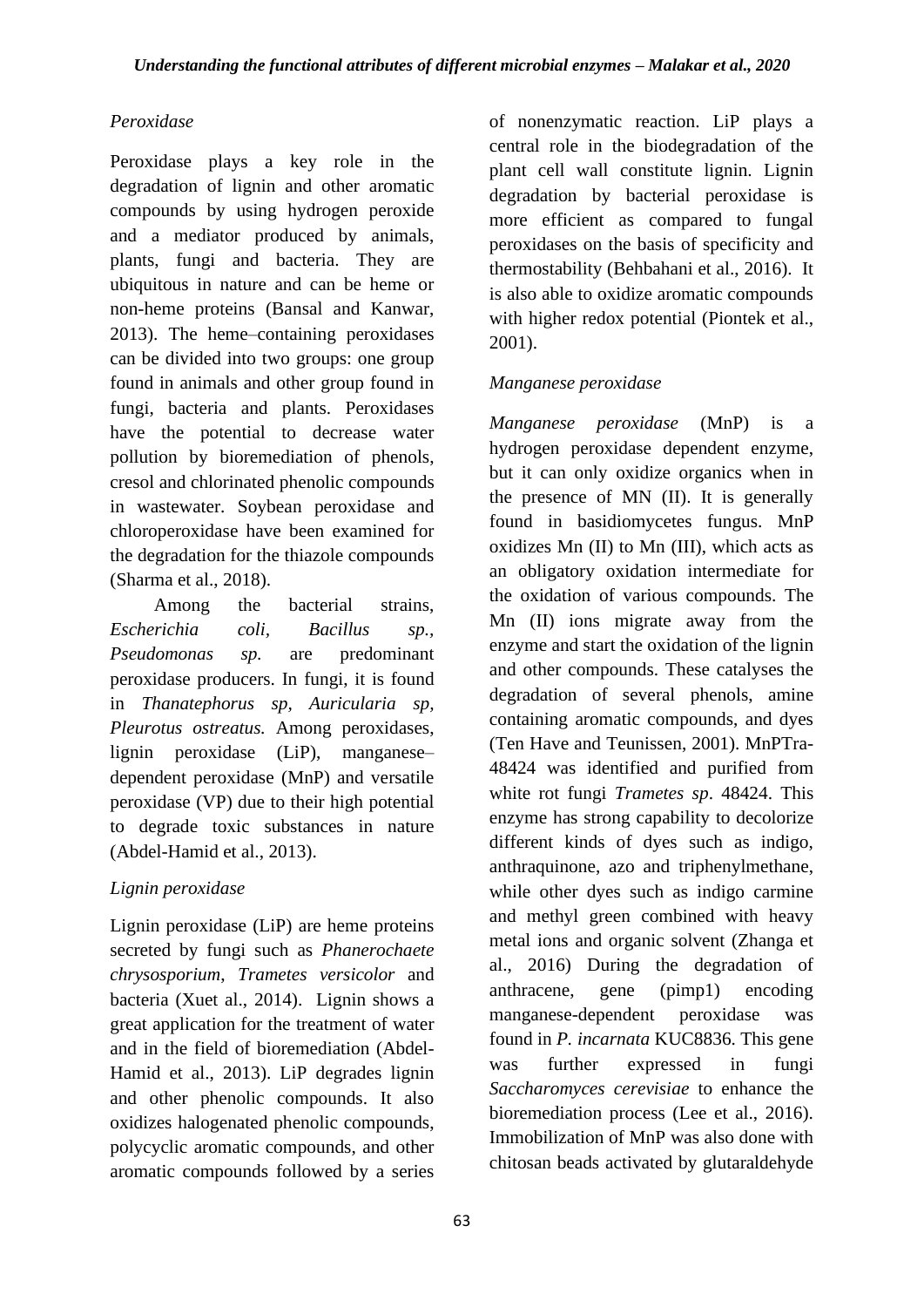### *Peroxidase*

Peroxidase plays a key role in the degradation of lignin and other aromatic compounds by using hydrogen peroxide and a mediator produced by animals, plants, fungi and bacteria. They are ubiquitous in nature and can be heme or non-heme proteins (Bansal and Kanwar, 2013). The heme–containing peroxidases can be divided into two groups: one group found in animals and other group found in fungi, bacteria and plants. Peroxidases have the potential to decrease water pollution by bioremediation of phenols, cresol and chlorinated phenolic compounds in wastewater. Soybean peroxidase and chloroperoxidase have been examined for the degradation for the thiazole compounds (Sharma et al., 2018).

Among the bacterial strains, *Escherichia coli*, *Bacillus sp.*, *Pseudomonas sp.* are predominant peroxidase producers. In fungi, it is found in *Thanatephorus sp*, *Auricularia sp*, *Pleurotus ostreatus.* Among peroxidases, lignin peroxidase (LiP), manganese–dependent peroxidase (MnP) and versatile peroxidase (VP) due to their high potential to degrade toxic substances in nature (Abdel-Hamid et al., 2013).

### *Lignin peroxidase*

Lignin peroxidase (LiP) are heme proteins secreted by fungi such as *Phanerochaete chrysosporium*, *Trametes versicolor* and bacteria (Xuet al., 2014). Lignin shows a great application for the treatment of water and in the field of bioremediation (Abdel-Hamid et al., 2013). LiP degrades lignin and other phenolic compounds. It also oxidizes halogenated phenolic compounds, polycyclic aromatic compounds, and other aromatic compounds followed by a series of nonenzymatic reaction. LiP plays a central role in the biodegradation of the plant cell wall constitute lignin. Lignin degradation by bacterial peroxidase is more efficient as compared to fungal peroxidases on the basis of specificity and thermostability (Behbahani et al., 2016). It is also able to oxidize aromatic compounds with higher redox potential (Piontek et al., 2001).

### *Manganese peroxidase*

*Manganese peroxidase* (MnP) is a hydrogen peroxidase dependent enzyme, but it can only oxidize organics when in the presence of MN (II). It is generally found in basidiomycetes fungus. MnP oxidizes Mn (II) to Mn (III), which acts as an obligatory oxidation intermediate for the oxidation of various compounds. The Mn (II) ions migrate away from the enzyme and start the oxidation of the lignin and other compounds. These catalyses the degradation of several phenols, amine containing aromatic compounds, and dyes (Ten Have and Teunissen, 2001). MnPTra-48424 was identified and purified from white rot fungi *Trametes sp*. 48424. This enzyme has strong capability to decolorize different kinds of dyes such as indigo, anthraquinone, azo and triphenylmethane, while other dyes such as indigo carmine and methyl green combined with heavy metal ions and organic solvent (Zhanga et al., 2016) During the degradation of anthracene, gene (pimp1) encoding manganese-dependent peroxidase was found in *P. incarnata* KUC8836. This gene was further expressed in fungi *Saccharomyces cerevisiae* to enhance the bioremediation process (Lee et al., 2016). Immobilization of MnP was also done with chitosan beads activated by glutaraldehyde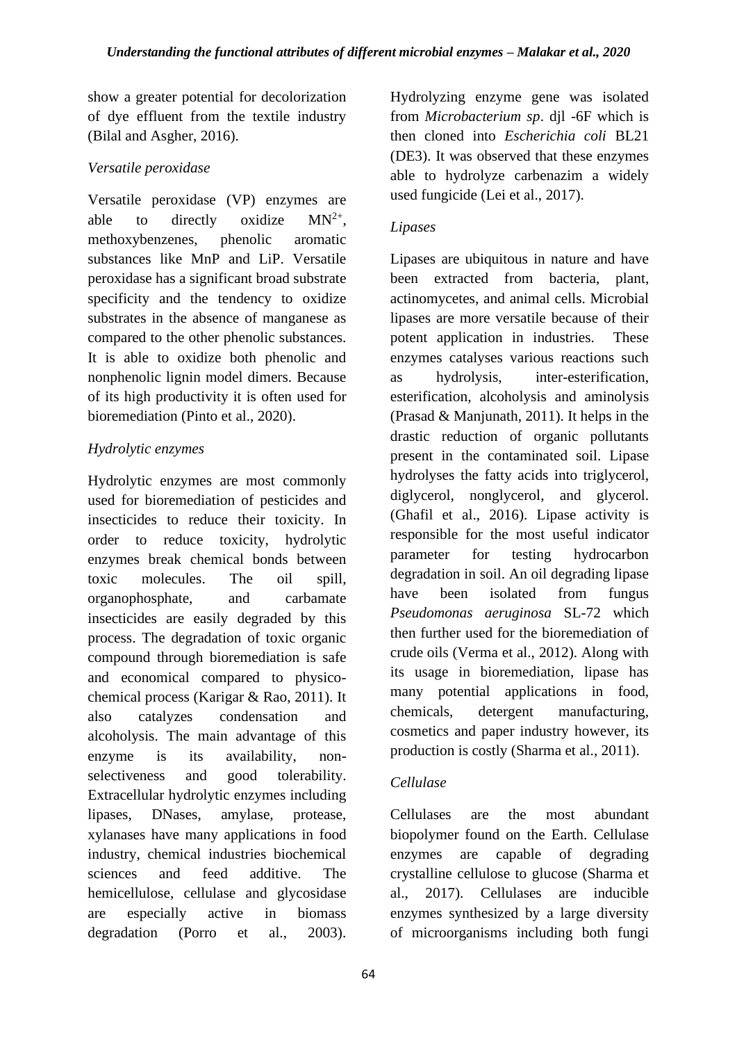show a greater potential for decolorization of dye effluent from the textile industry (Bilal and Asgher, 2016).

### *Versatile peroxidase*

Versatile peroxidase (VP) enzymes are able to directly oxidize $MN^{2+}$, methoxybenzenes, phenolic aromatic substances like MnP and LiP. Versatile peroxidase has a significant broad substrate specificity and the tendency to oxidize substrates in the absence of manganese as compared to the other phenolic substances. It is able to oxidize both phenolic and nonphenolic lignin model dimers. Because of its high productivity it is often used for bioremediation (Pinto et al., 2020).

### *Hydrolytic enzymes*

Hydrolytic enzymes are most commonly used for bioremediation of pesticides and insecticides to reduce their toxicity. In order to reduce toxicity, hydrolytic enzymes break chemical bonds between toxic molecules. The oil spill, organophosphate, and carbamate insecticides are easily degraded by this process. The degradation of toxic organic compound through bioremediation is safe and economical compared to physico-chemical process (Karigar & Rao, 2011). It also catalyzes condensation and alcoholysis. The main advantage of this enzyme is its availability, non-selectiveness and good tolerability. Extracellular hydrolytic enzymes including lipases, DNases, amylase, protease, xylanases have many applications in food industry, chemical industries biochemical sciences and feed additive. The hemicellulose, cellulase and glycosidase are especially active in biomass degradation (Porro et al., 2003). Hydrolyzing enzyme gene was isolated from *Microbacterium sp*. djl -6F which is then cloned into *Escherichia coli* BL21 (DE3). It was observed that these enzymes able to hydrolyze carbenazim a widely used fungicide (Lei et al., 2017).

### *Lipases*

Lipases are ubiquitous in nature and have been extracted from bacteria, plant, actinomycetes, and animal cells. Microbial lipases are more versatile because of their potent application in industries. These enzymes catalyses various reactions such as hydrolysis, inter-esterification, esterification, alcoholysis and aminolysis (Prasad & Manjunath, 2011). It helps in the drastic reduction of organic pollutants present in the contaminated soil. Lipase hydrolyses the fatty acids into triglycerol, diglycerol, nonglycerol, and glycerol. (Ghafil et al., 2016). Lipase activity is responsible for the most useful indicator parameter for testing hydrocarbon degradation in soil. An oil degrading lipase have been isolated from fungus *Pseudomonas aeruginosa* SL-72 which then further used for the bioremediation of crude oils (Verma et al., 2012). Along with its usage in bioremediation, lipase has many potential applications in food, chemicals, detergent manufacturing, cosmetics and paper industry however, its production is costly (Sharma et al., 2011).

### *Cellulase*

Cellulases are the most abundant biopolymer found on the Earth. Cellulase enzymes are capable of degrading crystalline cellulose to glucose (Sharma et al., 2017). Cellulases are inducible enzymes synthesized by a large diversity of microorganisms including both fungi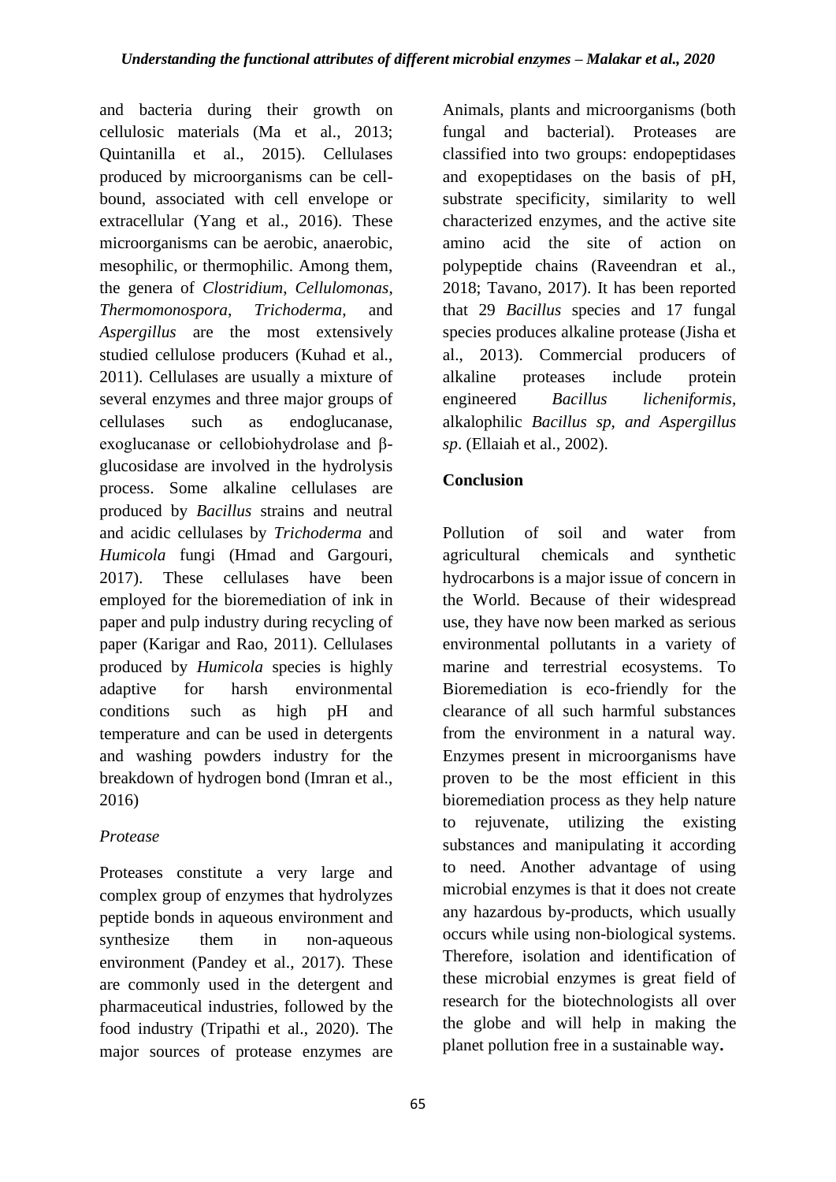and bacteria during their growth on cellulosic materials (Ma et al., 2013; Quintanilla et al., 2015). Cellulases produced by microorganisms can be cell-bound, associated with cell envelope or extracellular (Yang et al., 2016). These microorganisms can be aerobic, anaerobic, mesophilic, or thermophilic. Among them, the genera of *Clostridium*, *Cellulomonas*, *Thermomonospora*, *Trichoderma*, and *Aspergillus* are the most extensively studied cellulose producers (Kuhad et al., 2011). Cellulases are usually a mixture of several enzymes and three major groups of cellulases such as endoglucanase, exoglucanase or cellobiohydrolase and β-glucosidase are involved in the hydrolysis process. Some alkaline cellulases are produced by *Bacillus* strains and neutral and acidic cellulases by *Trichoderma* and *Humicola* fungi (Hmad and Gargouri, 2017). These cellulases have been employed for the bioremediation of ink in paper and pulp industry during recycling of paper (Karigar and Rao, 2011). Cellulases produced by *Humicola* species is highly adaptive for harsh environmental conditions such as high pH and temperature and can be used in detergents and washing powders industry for the breakdown of hydrogen bond (Imran et al., 2016)

### *Protease*

Proteases constitute a very large and complex group of enzymes that hydrolyzes peptide bonds in aqueous environment and synthesize them in non-aqueous environment (Pandey et al., 2017). These are commonly used in the detergent and pharmaceutical industries, followed by the food industry (Tripathi et al., 2020). The major sources of protease enzymes are Animals, plants and microorganisms (both fungal and bacterial). Proteases are classified into two groups: endopeptidases and exopeptidases on the basis of pH, substrate specificity, similarity to well characterized enzymes, and the active site amino acid the site of action on polypeptide chains (Raveendran et al., 2018; Tavano, 2017). It has been reported that 29 *Bacillus* species and 17 fungal species produces alkaline protease (Jisha et al., 2013). Commercial producers of alkaline proteases include protein engineered *Bacillus licheniformis*, alkalophilic *Bacillus sp, and Aspergillus sp*. (Ellaiah et al., 2002).

## Conclusion

Pollution of soil and water from agricultural chemicals and synthetic hydrocarbons is a major issue of concern in the World. Because of their widespread use, they have now been marked as serious environmental pollutants in a variety of marine and terrestrial ecosystems. To Bioremediation is eco-friendly for the clearance of all such harmful substances from the environment in a natural way. Enzymes present in microorganisms have proven to be the most efficient in this bioremediation process as they help nature to rejuvenate, utilizing the existing substances and manipulating it according to need. Another advantage of using microbial enzymes is that it does not create any hazardous by-products, which usually occurs while using non-biological systems. Therefore, isolation and identification of these microbial enzymes is great field of research for the biotechnologists all over the globe and will help in making the planet pollution free in a sustainable way**.**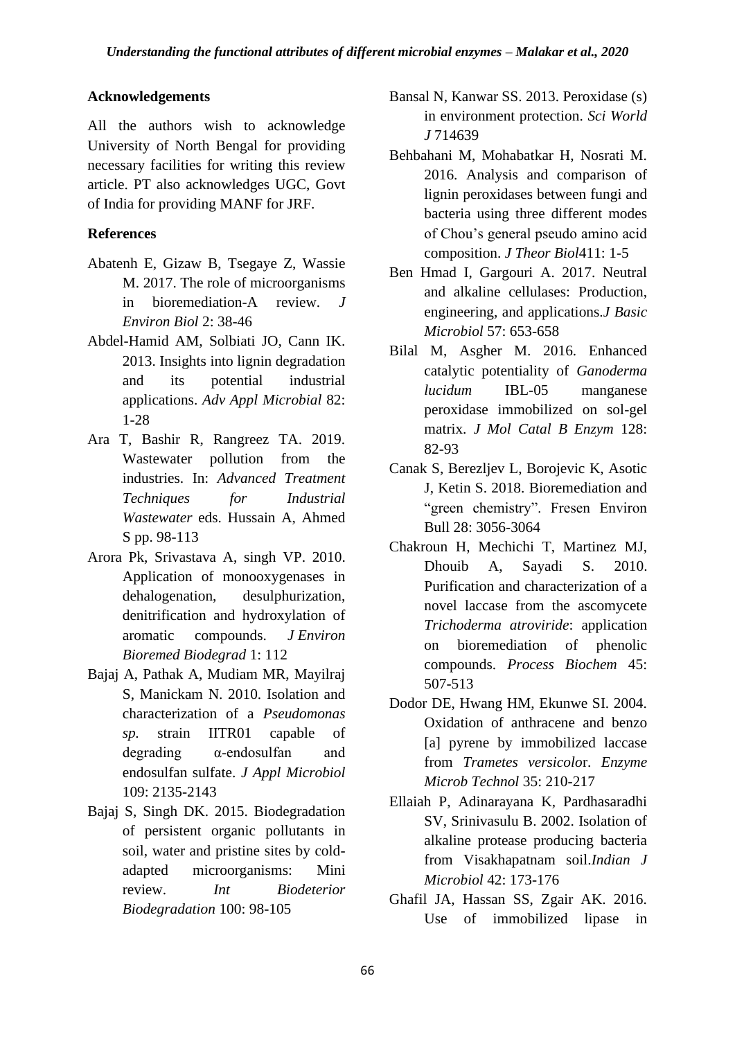## Acknowledgements

All the authors wish to acknowledge University of North Bengal for providing necessary facilities for writing this review article. PT also acknowledges UGC, Govt of India for providing MANF for JRF.

## References

Abatenh E, Gizaw B, Tsegaye Z, Wassie M. 2017. The role of microorganisms in bioremediation-A review. *J Environ Biol* 2: 38-46

Abdel-Hamid AM, Solbiati JO, Cann IK. 2013. Insights into lignin degradation and its potential industrial applications. *Adv Appl Microbial* 82: 1-28

Ara T, Bashir R, Rangreez TA. 2019. Wastewater pollution from the industries. In: *Advanced Treatment Techniques for Industrial Wastewater* eds. Hussain A, Ahmed S pp. 98-113

Arora Pk, Srivastava A, singh VP. 2010. Application of monooxygenases in dehalogenation, desulphurization, denitrification and hydroxylation of aromatic compounds. *J Environ Bioremed Biodegrad* 1: 112

Bajaj A, Pathak A, Mudiam MR, Mayilraj S, Manickam N. 2010. Isolation and characterization of a *Pseudomonas sp.* strain IITR01 capable of degrading α-endosulfan and endosulfan sulfate. *J Appl Microbiol* 109: 2135-2143

Bajaj S, Singh DK. 2015. Biodegradation of persistent organic pollutants in soil, water and pristine sites by cold-adapted microorganisms: Mini review. *Int Biodeterior Biodegradation* 100: 98-105

Bansal N, Kanwar SS. 2013. Peroxidase (s) in environment protection. *Sci World J* 714639

Behbahani M, Mohabatkar H, Nosrati M. 2016. Analysis and comparison of lignin peroxidases between fungi and bacteria using three different modes of Chou's general pseudo amino acid composition. *J Theor Biol*411: 1-5

Ben Hmad I, Gargouri A. 2017. Neutral and alkaline cellulases: Production, engineering, and applications.*J Basic Microbiol* 57: 653-658

Bilal M, Asgher M. 2016. Enhanced catalytic potentiality of *Ganoderma lucidum* IBL-05 manganese peroxidase immobilized on sol-gel matrix. *J Mol Catal B Enzym* 128: 82-93

Canak S, Berezljev L, Borojevic K, Asotic J, Ketin S. 2018. Bioremediation and "green chemistry". Fresen Environ Bull 28: 3056-3064

Chakroun H, Mechichi T, Martinez MJ, Dhouib A, Sayadi S. 2010. Purification and characterization of a novel laccase from the ascomycete *Trichoderma atroviride*: application on bioremediation of phenolic compounds. *Process Biochem* 45: 507-513

Dodor DE, Hwang HM, Ekunwe SI. 2004. Oxidation of anthracene and benzo [a] pyrene by immobilized laccase from *Trametes versicolo*r. *Enzyme Microb Technol* 35: 210-217

Ellaiah P, Adinarayana K, Pardhasaradhi SV, Srinivasulu B. 2002. Isolation of alkaline protease producing bacteria from Visakhapatnam soil.*Indian J Microbiol* 42: 173-176

Ghafil JA, Hassan SS, Zgair AK. 2016. Use of immobilized lipase in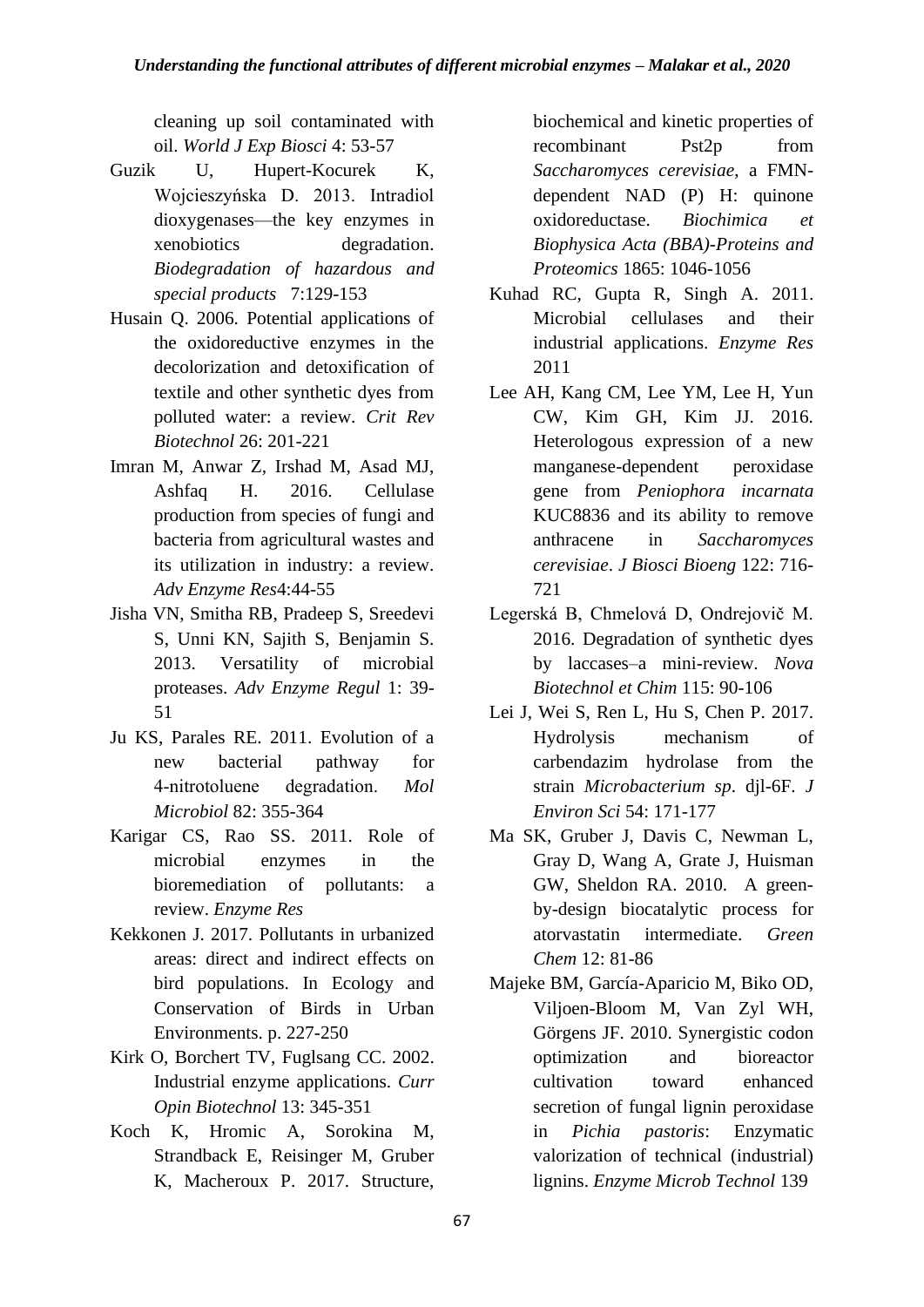cleaning up soil contaminated with oil. *World J Exp Biosci* 4: 53-57

Guzik U, Hupert-Kocurek K, Wojcieszyńska D. 2013. Intradiol dioxygenases—the key enzymes in xenobiotics degradation. *Biodegradation of hazardous and special products* 7:129-153

Husain Q. 2006. Potential applications of the oxidoreductive enzymes in the decolorization and detoxification of textile and other synthetic dyes from polluted water: a review. *Crit Rev Biotechnol* 26: 201-221

Imran M, Anwar Z, Irshad M, Asad MJ, Ashfaq H. 2016. Cellulase production from species of fungi and bacteria from agricultural wastes and its utilization in industry: a review. *Adv Enzyme Res*4:44-55

Jisha VN, Smitha RB, Pradeep S, Sreedevi S, Unni KN, Sajith S, Benjamin S. 2013. Versatility of microbial proteases. *Adv Enzyme Regul* 1: 39-51

Ju KS, Parales RE. 2011. Evolution of a new bacterial pathway for 4-nitrotoluene degradation. *Mol Microbiol* 82: 355-364

Karigar CS, Rao SS. 2011. Role of microbial enzymes in the bioremediation of pollutants: a review. *Enzyme Res*

Kekkonen J. 2017. Pollutants in urbanized areas: direct and indirect effects on bird populations. In Ecology and Conservation of Birds in Urban Environments. p. 227-250

Kirk O, Borchert TV, Fuglsang CC. 2002. Industrial enzyme applications. *Curr Opin Biotechnol* 13: 345-351

Koch K, Hromic A, Sorokina M, Strandback E, Reisinger M, Gruber K, Macheroux P. 2017. Structure, biochemical and kinetic properties of recombinant Pst2p from *Saccharomyces cerevisiae*, a FMN-dependent NAD (P) H: quinone oxidoreductase. *Biochimica et Biophysica Acta (BBA)-Proteins and Proteomics* 1865: 1046-1056

Kuhad RC, Gupta R, Singh A. 2011. Microbial cellulases and their industrial applications. *Enzyme Res* 2011

Lee AH, Kang CM, Lee YM, Lee H, Yun CW, Kim GH, Kim JJ. 2016. Heterologous expression of a new manganese-dependent peroxidase gene from *Peniophora incarnata* KUC8836 and its ability to remove anthracene in *Saccharomyces cerevisiae*. *J Biosci Bioeng* 122: 716-721

Legerská B, Chmelová D, Ondrejovič M. 2016. Degradation of synthetic dyes by laccases–a mini-review. *Nova Biotechnol et Chim* 115: 90-106

Lei J, Wei S, Ren L, Hu S, Chen P. 2017. Hydrolysis mechanism of carbendazim hydrolase from the strain *Microbacterium sp*. djl-6F. *J Environ Sci* 54: 171-177

Ma SK, Gruber J, Davis C, Newman L, Gray D, Wang A, Grate J, Huisman GW, Sheldon RA. 2010. A green-by-design biocatalytic process for atorvastatin intermediate. *Green Chem* 12: 81-86

Majeke BM, García-Aparicio M, Biko OD, Viljoen-Bloom M, Van Zyl WH, Görgens JF. 2010. Synergistic codon optimization and bioreactor cultivation toward enhanced secretion of fungal lignin peroxidase in *Pichia pastoris*: Enzymatic valorization of technical (industrial) lignins. *Enzyme Microb Technol* 139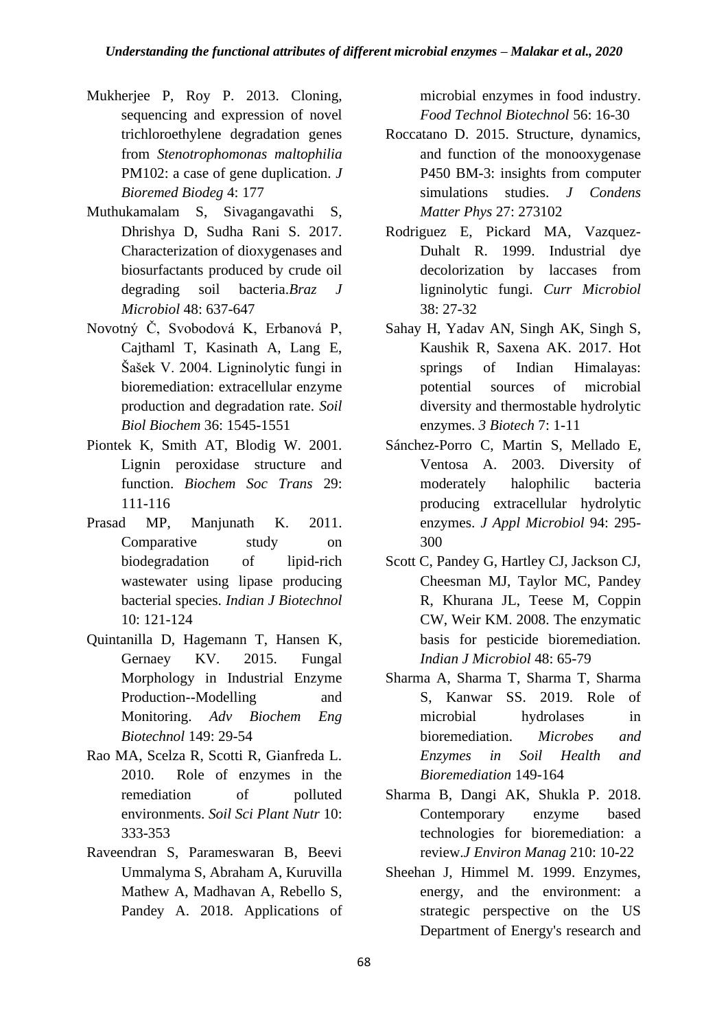Mukherjee P, Roy P. 2013. Cloning, sequencing and expression of novel trichloroethylene degradation genes from *Stenotrophomonas maltophilia* PM102: a case of gene duplication. *J Bioremed Biodeg* 4: 177

Muthukamalam S, Sivagangavathi S, Dhrishya D, Sudha Rani S. 2017. Characterization of dioxygenases and biosurfactants produced by crude oil degrading soil bacteria.*Braz J Microbiol* 48: 637-647

Novotný Č, Svobodová K, Erbanová P, Cajthaml T, Kasinath A, Lang E, Šašek V. 2004. Ligninolytic fungi in bioremediation: extracellular enzyme production and degradation rate. *Soil Biol Biochem* 36: 1545-1551

Piontek K, Smith AT, Blodig W. 2001. Lignin peroxidase structure and function. *Biochem Soc Trans* 29: 111-116

Prasad MP, Manjunath K. 2011. Comparative study on biodegradation of lipid-rich wastewater using lipase producing bacterial species. *Indian J Biotechnol* 10: 121-124

Quintanilla D, Hagemann T, Hansen K, Gernaey KV. 2015. Fungal Morphology in Industrial Enzyme Production--Modelling and Monitoring. *Adv Biochem Eng Biotechnol* 149: 29-54

Rao MA, Scelza R, Scotti R, Gianfreda L. 2010. Role of enzymes in the remediation of polluted environments. *Soil Sci Plant Nutr* 10: 333-353

Raveendran S, Parameswaran B, Beevi Ummalyma S, Abraham A, Kuruvilla Mathew A, Madhavan A, Rebello S, Pandey A. 2018. Applications of microbial enzymes in food industry. *Food Technol Biotechnol* 56: 16-30

Roccatano D. 2015. Structure, dynamics, and function of the monooxygenase P450 BM-3: insights from computer simulations studies. *J Condens Matter Phys* 27: 273102

Rodriguez E, Pickard MA, Vazquez-Duhalt R. 1999. Industrial dye decolorization by laccases from ligninolytic fungi. *Curr Microbiol* 38: 27-32

Sahay H, Yadav AN, Singh AK, Singh S, Kaushik R, Saxena AK. 2017. Hot springs of Indian Himalayas: potential sources of microbial diversity and thermostable hydrolytic enzymes. *3 Biotech* 7: 1-11

Sánchez-Porro C, Martin S, Mellado E, Ventosa A. 2003. Diversity of moderately halophilic bacteria producing extracellular hydrolytic enzymes. *J Appl Microbiol* 94: 295-300

Scott C, Pandey G, Hartley CJ, Jackson CJ, Cheesman MJ, Taylor MC, Pandey R, Khurana JL, Teese M, Coppin CW, Weir KM. 2008. The enzymatic basis for pesticide bioremediation. *Indian J Microbiol* 48: 65-79

Sharma A, Sharma T, Sharma T, Sharma S, Kanwar SS. 2019. Role of microbial hydrolases in bioremediation. *Microbes and Enzymes in Soil Health and Bioremediation* 149-164

Sharma B, Dangi AK, Shukla P. 2018. Contemporary enzyme based technologies for bioremediation: a review.*J Environ Manag* 210: 10-22

Sheehan J, Himmel M. 1999. Enzymes, energy, and the environment: a strategic perspective on the US Department of Energy's research and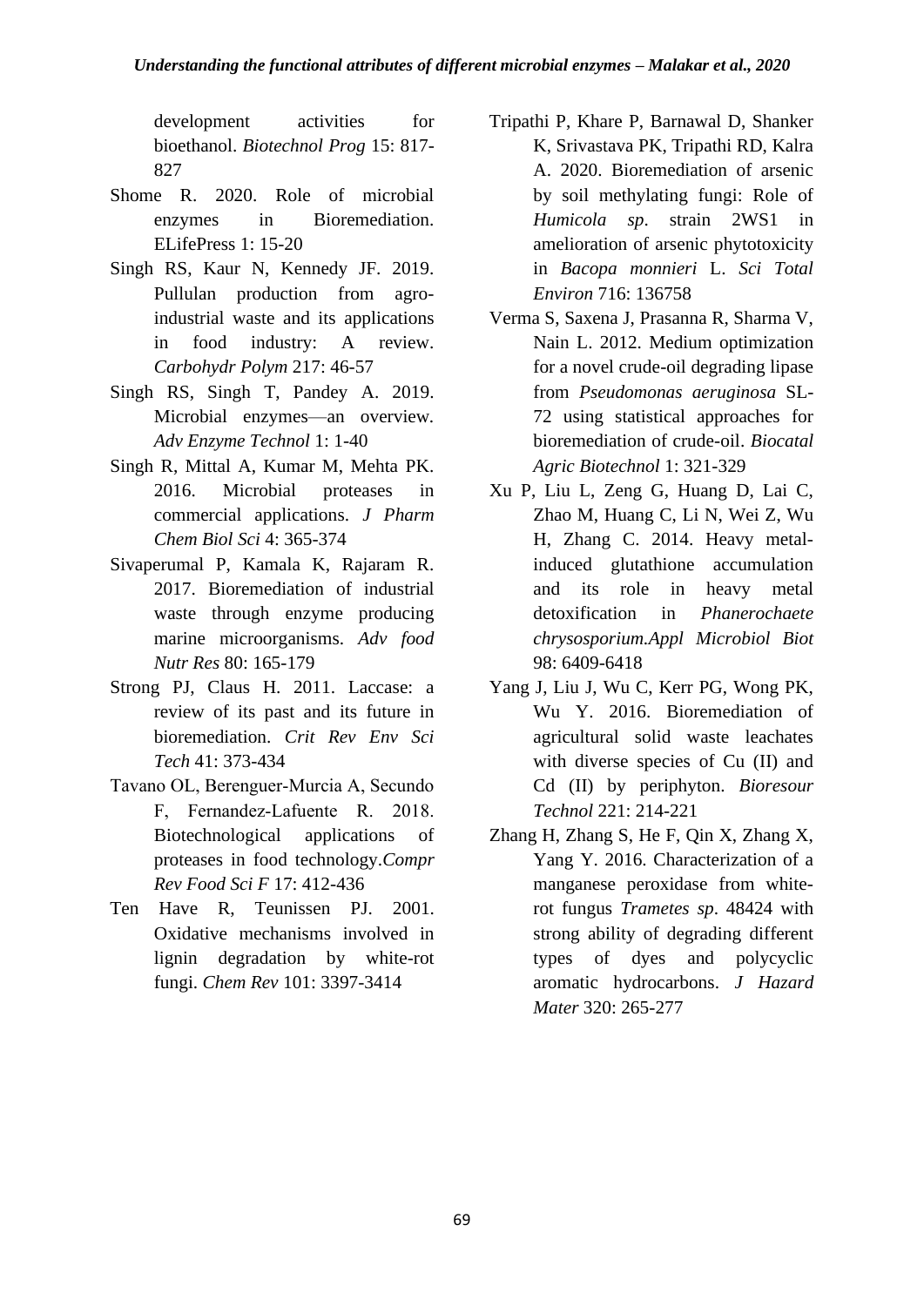development activities for bioethanol. *Biotechnol Prog* 15: 817-827

Shome R. 2020. Role of microbial enzymes in Bioremediation. ELifePress 1: 15-20

Singh RS, Kaur N, Kennedy JF. 2019. Pullulan production from agro-industrial waste and its applications in food industry: A review. *Carbohydr Polym* 217: 46-57

Singh RS, Singh T, Pandey A. 2019. Microbial enzymes—an overview. *Adv Enzyme Technol* 1: 1-40

Singh R, Mittal A, Kumar M, Mehta PK. 2016. Microbial proteases in commercial applications. *J Pharm Chem Biol Sci* 4: 365-374

Sivaperumal P, Kamala K, Rajaram R. 2017. Bioremediation of industrial waste through enzyme producing marine microorganisms. *Adv food Nutr Res* 80: 165-179

Strong PJ, Claus H. 2011. Laccase: a review of its past and its future in bioremediation. *Crit Rev Env Sci Tech* 41: 373-434

Tavano OL, Berenguer-Murcia A, Secundo F, Fernandez-Lafuente R. 2018. Biotechnological applications of proteases in food technology.*Compr Rev Food Sci F* 17: 412-436

Ten Have R, Teunissen PJ. 2001. Oxidative mechanisms involved in lignin degradation by white-rot fungi. *Chem Rev* 101: 3397-3414

Tripathi P, Khare P, Barnawal D, Shanker K, Srivastava PK, Tripathi RD, Kalra A. 2020. Bioremediation of arsenic by soil methylating fungi: Role of *Humicola sp*. strain 2WS1 in amelioration of arsenic phytotoxicity in *Bacopa monnieri* L. *Sci Total Environ* 716: 136758

Verma S, Saxena J, Prasanna R, Sharma V, Nain L. 2012. Medium optimization for a novel crude-oil degrading lipase from *Pseudomonas aeruginosa* SL-72 using statistical approaches for bioremediation of crude-oil. *Biocatal Agric Biotechnol* 1: 321-329

Xu P, Liu L, Zeng G, Huang D, Lai C, Zhao M, Huang C, Li N, Wei Z, Wu H, Zhang C. 2014. Heavy metal-induced glutathione accumulation and its role in heavy metal detoxification in *Phanerochaete chrysosporium.Appl Microbiol Biot* 98: 6409-6418

Yang J, Liu J, Wu C, Kerr PG, Wong PK, Wu Y. 2016. Bioremediation of agricultural solid waste leachates with diverse species of Cu (II) and Cd (II) by periphyton. *Bioresour Technol* 221: 214-221

Zhang H, Zhang S, He F, Qin X, Zhang X, Yang Y. 2016. Characterization of a manganese peroxidase from white-rot fungus *Trametes sp*. 48424 with strong ability of degrading different types of dyes and polycyclic aromatic hydrocarbons. *J Hazard Mater* 320: 265-277